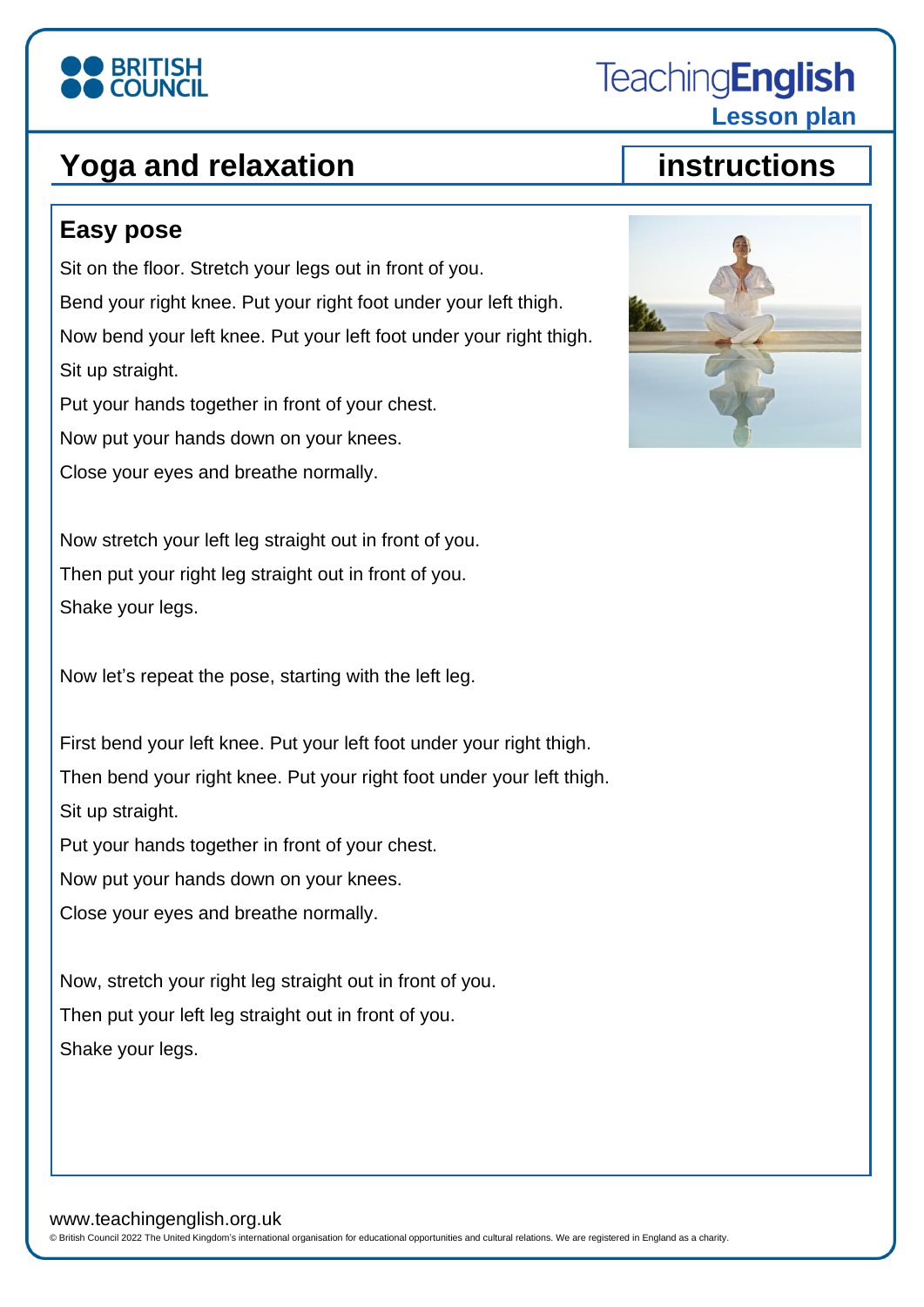# Yoga and relaxation

## instructions

### Easy pose

Sit on the floor. Stretch your legs out in front of you.

Bend your right knee. Put your right foot under your left thigh.

Now bend your left knee. Put your left foot under your right thigh.

Sit up straight.

Put your hands together in front of your chest.

Now put your hands down on your knees.

Close your eyes and breathe normally.

Now stretch your left leg straight out in front of you.

Then put your right leg straight out in front of you.

Shake your legs.

Now let's repeat the pose, starting with the left leg.

First bend your left knee. Put your left foot under your right thigh.

Then bend your right knee. Put your right foot under your left thigh.

Sit up straight.

Put your hands together in front of your chest.

Now put your hands down on your knees.

Close your eyes and breathe normally.

Now, stretch your right leg straight out in front of you.

Then put your left leg straight out in front of you.

Shake your legs.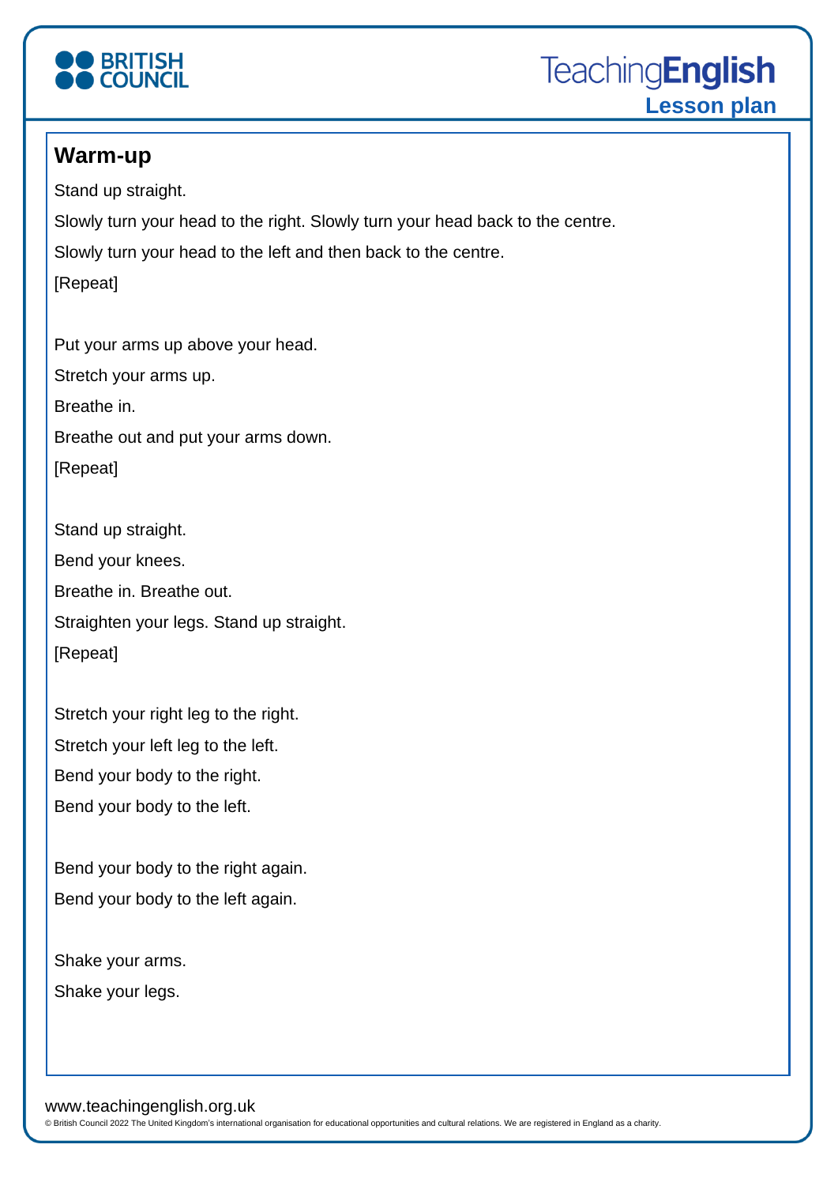## Warm-up

Stand up straight.

Slowly turn your head to the right. Slowly turn your head back to the centre.

Slowly turn your head to the left and then back to the centre.

[Repeat]

Put your arms up above your head.

Stretch your arms up.

Breathe in.

Breathe out and put your arms down.

[Repeat]

Stand up straight.

Bend your knees.

Breathe in. Breathe out.

Straighten your legs. Stand up straight.

[Repeat]

Stretch your right leg to the right.

Stretch your left leg to the left.

Bend your body to the right.

Bend your body to the left.

Bend your body to the right again.

Bend your body to the left again.

Shake your arms.

Shake your legs.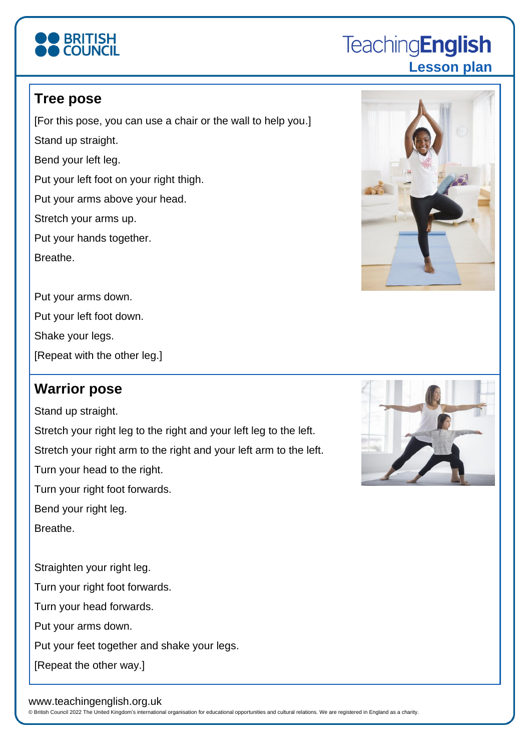## Tree pose

[For this pose, you can use a chair or the wall to help you.]

Stand up straight.

Bend your left leg.

Put your left foot on your right thigh.

Put your arms above your head.

Stretch your arms up.

Put your hands together.

Breathe.

Put your arms down.

Put your left foot down.

Shake your legs.

[Repeat with the other leg.]

## Warrior pose

Stand up straight.

Stretch your right leg to the right and your left leg to the left.

Stretch your right arm to the right and your left arm to the left.

Turn your head to the right.

Turn your right foot forwards.

Bend your right leg.

Breathe.

Straighten your right leg.

Turn your right foot forwards.

Turn your head forwards.

Put your arms down.

Put your feet together and shake your legs.

[Repeat the other way.]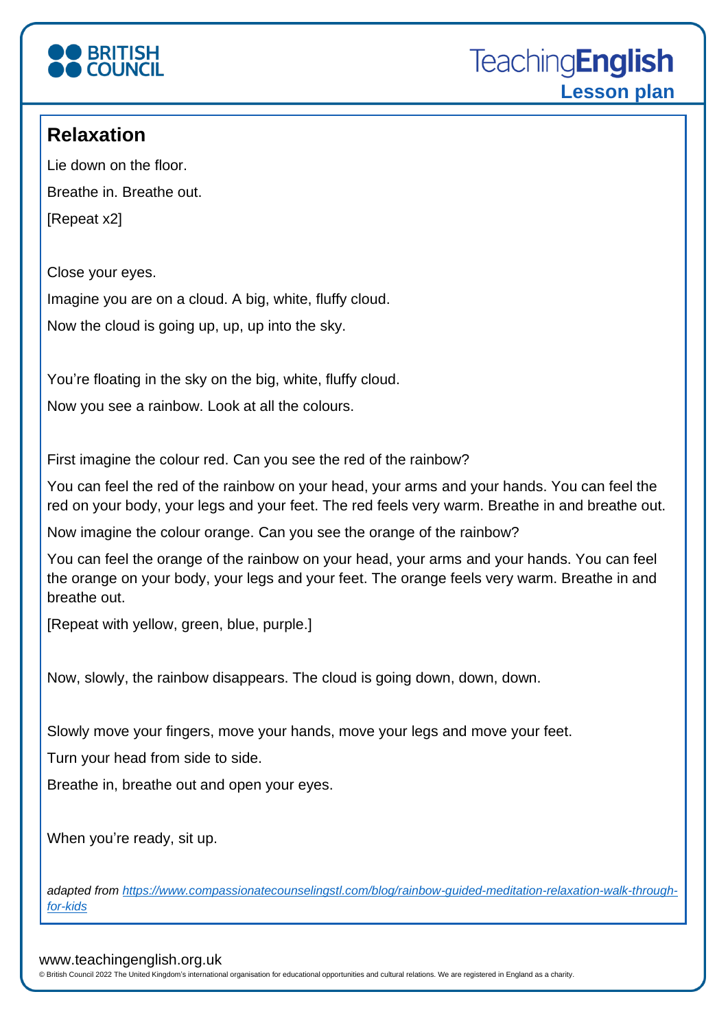## Relaxation

Lie down on the floor.

Breathe in. Breathe out.

[Repeat x2]

Close your eyes.

Imagine you are on a cloud. A big, white, fluffy cloud.

Now the cloud is going up, up, up into the sky.

You're floating in the sky on the big, white, fluffy cloud.

Now you see a rainbow. Look at all the colours.

First imagine the colour red. Can you see the red of the rainbow?

You can feel the red of the rainbow on your head, your arms and your hands. You can feel the red on your body, your legs and your feet. The red feels very warm. Breathe in and breathe out.

Now imagine the colour orange. Can you see the orange of the rainbow?

You can feel the orange of the rainbow on your head, your arms and your hands. You can feel the orange on your body, your legs and your feet. The orange feels very warm. Breathe in and breathe out.

[Repeat with yellow, green, blue, purple.]

Now, slowly, the rainbow disappears. The cloud is going down, down, down.

Slowly move your fingers, move your hands, move your legs and move your feet.

Turn your head from side to side.

Breathe in, breathe out and open your eyes.

When you're ready, sit up.

*adapted from [https://www.compassionatecounselingstl.com/blog/rainbow-guided-meditation-relaxation-walk-through-for-kids](https://www.compassionatecounselingstl.com/blog/rainbow-guided-meditation-relaxation-walk-through-for-kids)*